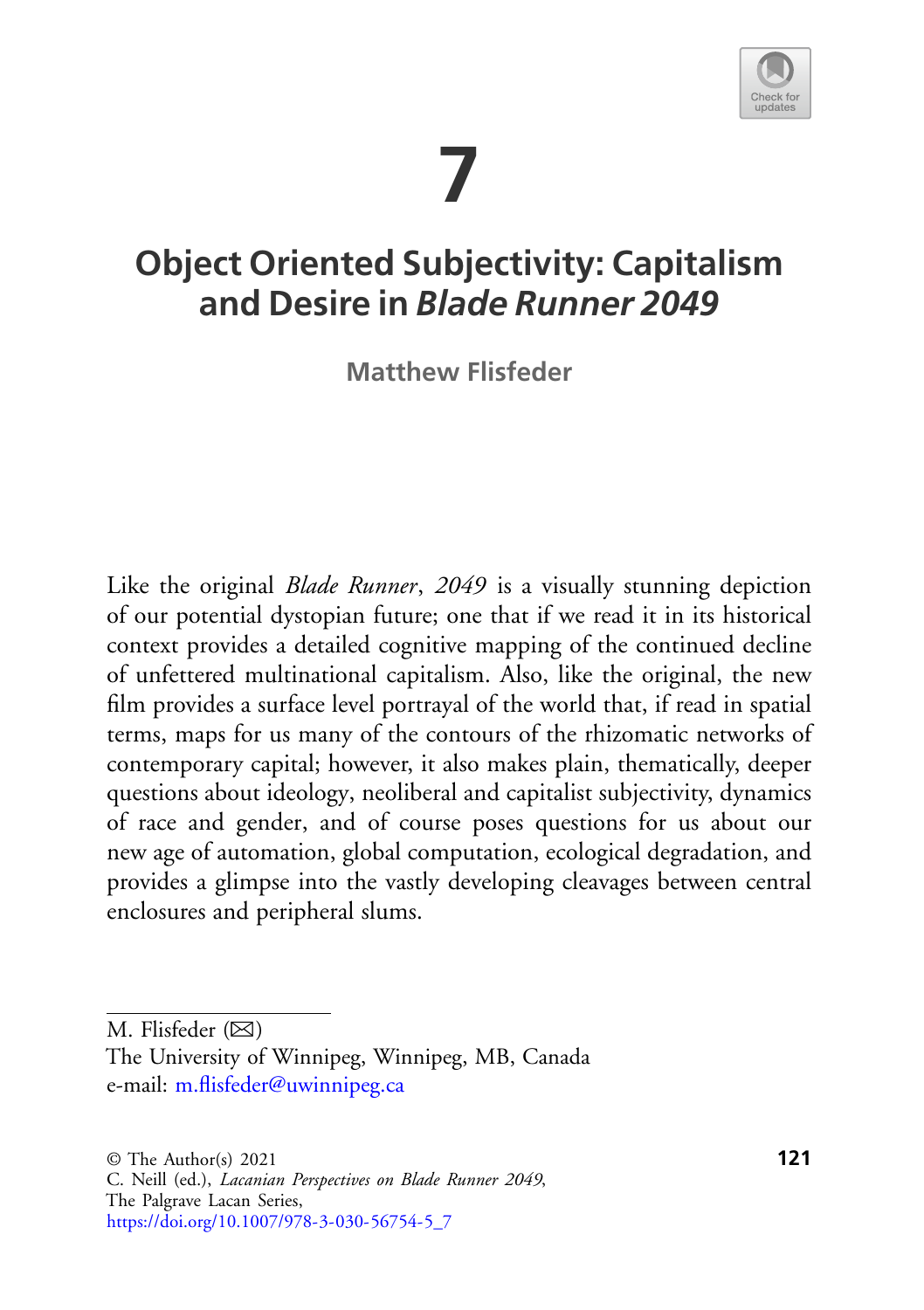# 7

# Object Oriented Subjectivity: Capitalism and Desire in *Blade Runner 2049*

**Matthew Flisfeder**

Like the original *Blade Runner*, *2049* is a visually stunning depiction of our potential dystopian future; one that if we read it in its historical context provides a detailed cognitive mapping of the continued decline of unfettered multinational capitalism. Also, like the original, the new film provides a surface level portrayal of the world that, if read in spatial terms, maps for us many of the contours of the rhizomatic networks of contemporary capital; however, it also makes plain, thematically, deeper questions about ideology, neoliberal and capitalist subjectivity, dynamics of race and gender, and of course poses questions for us about our new age of automation, global computation, ecological degradation, and provides a glimpse into the vastly developing cleavages between central enclosures and peripheral slums.

---

M. Flisfeder (✉)
The University of Winnipeg, Winnipeg, MB, Canada
e-mail: m.flisfeder@uwinnipeg.ca

© The Author(s) 2021
C. Neill (ed.), *Lacanian Perspectives on Blade Runner 2049*,
The Palgrave Lacan Series,
https://doi.org/10.1007/978-3-030-56754-5_7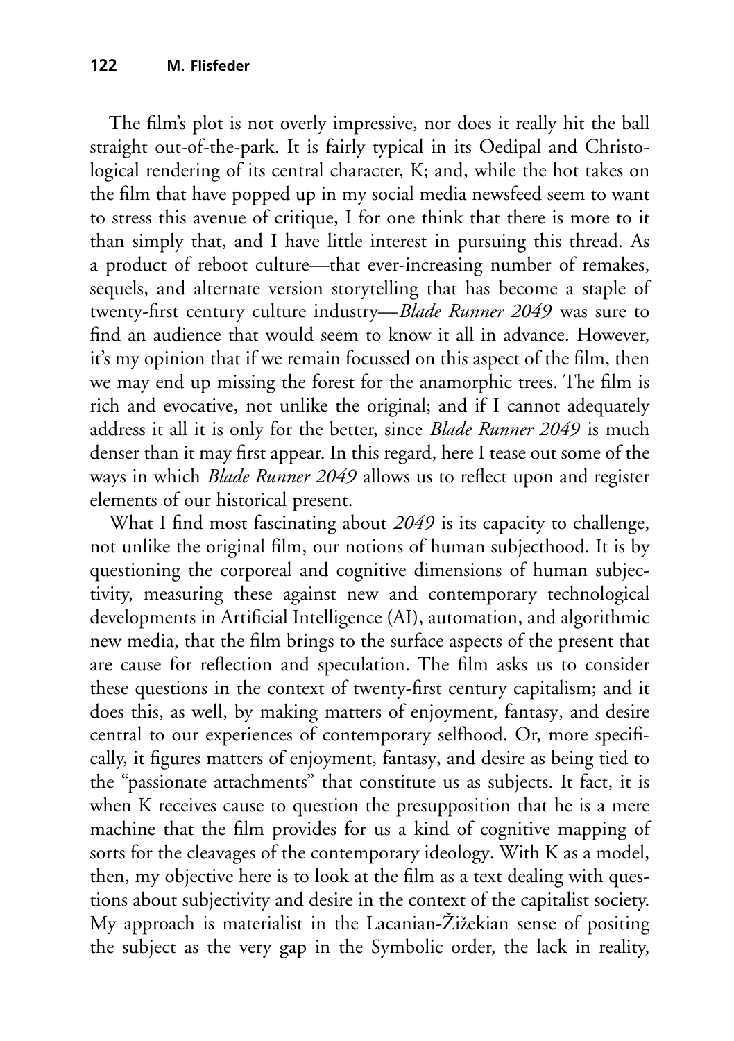The film's plot is not overly impressive, nor does it really hit the ball straight out-of-the-park. It is fairly typical in its Oedipal and Christological rendering of its central character, K; and, while the hot takes on the film that have popped up in my social media newsfeed seem to want to stress this avenue of critique, I for one think that there is more to it than simply that, and I have little interest in pursuing this thread. As a product of reboot culture—that ever-increasing number of remakes, sequels, and alternate version storytelling that has become a staple of twenty-first century culture industry—*Blade Runner 2049* was sure to find an audience that would seem to know it all in advance. However, it's my opinion that if we remain focussed on this aspect of the film, then we may end up missing the forest for the anamorphic trees. The film is rich and evocative, not unlike the original; and if I cannot adequately address it all it is only for the better, since *Blade Runner 2049* is much denser than it may first appear. In this regard, here I tease out some of the ways in which *Blade Runner 2049* allows us to reflect upon and register elements of our historical present.

What I find most fascinating about *2049* is its capacity to challenge, not unlike the original film, our notions of human subjecthood. It is by questioning the corporeal and cognitive dimensions of human subjectivity, measuring these against new and contemporary technological developments in Artificial Intelligence (AI), automation, and algorithmic new media, that the film brings to the surface aspects of the present that are cause for reflection and speculation. The film asks us to consider these questions in the context of twenty-first century capitalism; and it does this, as well, by making matters of enjoyment, fantasy, and desire central to our experiences of contemporary selfhood. Or, more specifically, it figures matters of enjoyment, fantasy, and desire as being tied to the "passionate attachments" that constitute us as subjects. It fact, it is when K receives cause to question the presupposition that he is a mere machine that the film provides for us a kind of cognitive mapping of sorts for the cleavages of the contemporary ideology. With K as a model, then, my objective here is to look at the film as a text dealing with questions about subjectivity and desire in the context of the capitalist society. My approach is materialist in the Lacanian-Žižekian sense of positing the subject as the very gap in the Symbolic order, the lack in reality,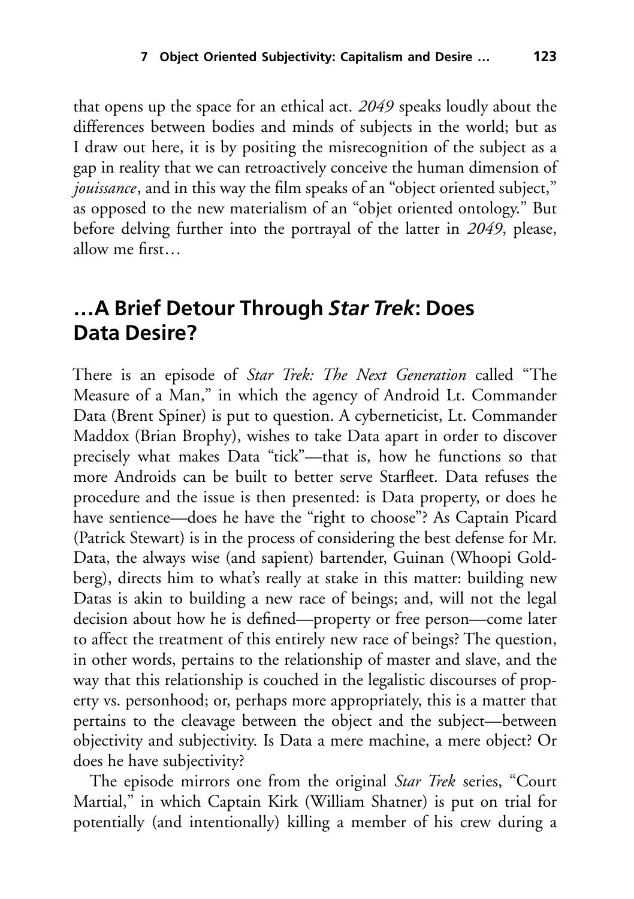that opens up the space for an ethical act. *2049* speaks loudly about the differences between bodies and minds of subjects in the world; but as I draw out here, it is by positing the misrecognition of the subject as a gap in reality that we can retroactively conceive the human dimension of *jouissance*, and in this way the film speaks of an "object oriented subject," as opposed to the new materialism of an "objet oriented ontology." But before delving further into the portrayal of the latter in *2049*, please, allow me first…

## …A Brief Detour Through *Star Trek*: Does Data Desire?

There is an episode of *Star Trek: The Next Generation* called "The Measure of a Man," in which the agency of Android Lt. Commander Data (Brent Spiner) is put to question. A cyberneticist, Lt. Commander Maddox (Brian Brophy), wishes to take Data apart in order to discover precisely what makes Data "tick"—that is, how he functions so that more Androids can be built to better serve Starfleet. Data refuses the procedure and the issue is then presented: is Data property, or does he have sentience—does he have the "right to choose"? As Captain Picard (Patrick Stewart) is in the process of considering the best defense for Mr. Data, the always wise (and sapient) bartender, Guinan (Whoopi Goldberg), directs him to what's really at stake in this matter: building new Datas is akin to building a new race of beings; and, will not the legal decision about how he is defined—property or free person—come later to affect the treatment of this entirely new race of beings? The question, in other words, pertains to the relationship of master and slave, and the way that this relationship is couched in the legalistic discourses of property vs. personhood; or, perhaps more appropriately, this is a matter that pertains to the cleavage between the object and the subject—between objectivity and subjectivity. Is Data a mere machine, a mere object? Or does he have subjectivity?

The episode mirrors one from the original *Star Trek* series, "Court Martial," in which Captain Kirk (William Shatner) is put on trial for potentially (and intentionally) killing a member of his crew during a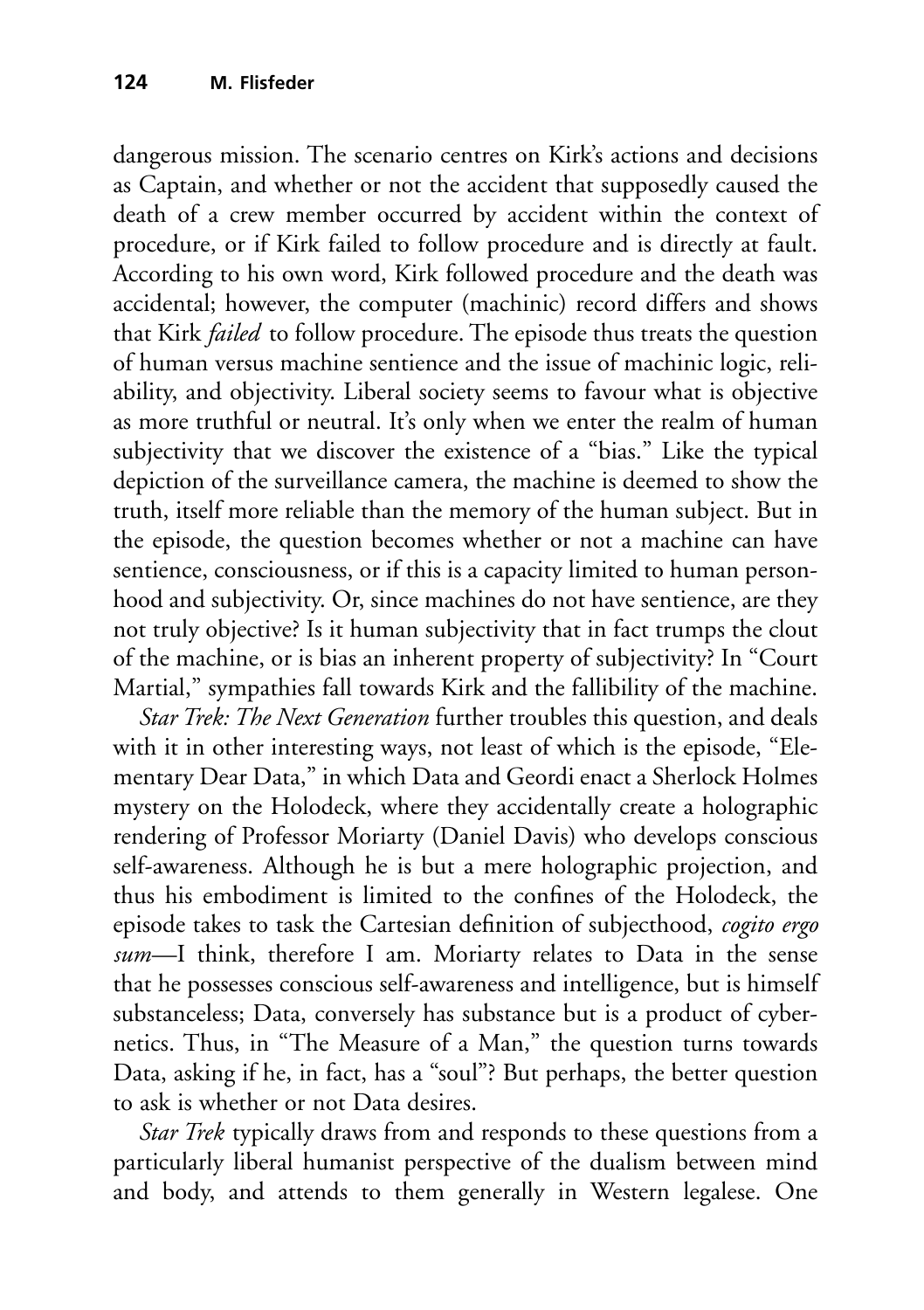dangerous mission. The scenario centres on Kirk's actions and decisions as Captain, and whether or not the accident that supposedly caused the death of a crew member occurred by accident within the context of procedure, or if Kirk failed to follow procedure and is directly at fault. According to his own word, Kirk followed procedure and the death was accidental; however, the computer (machinic) record differs and shows that Kirk *failed* to follow procedure. The episode thus treats the question of human versus machine sentience and the issue of machinic logic, reliability, and objectivity. Liberal society seems to favour what is objective as more truthful or neutral. It's only when we enter the realm of human subjectivity that we discover the existence of a "bias." Like the typical depiction of the surveillance camera, the machine is deemed to show the truth, itself more reliable than the memory of the human subject. But in the episode, the question becomes whether or not a machine can have sentience, consciousness, or if this is a capacity limited to human personhood and subjectivity. Or, since machines do not have sentience, are they not truly objective? Is it human subjectivity that in fact trumps the clout of the machine, or is bias an inherent property of subjectivity? In "Court Martial," sympathies fall towards Kirk and the fallibility of the machine.

*Star Trek: The Next Generation* further troubles this question, and deals with it in other interesting ways, not least of which is the episode, "Elementary Dear Data," in which Data and Geordi enact a Sherlock Holmes mystery on the Holodeck, where they accidentally create a holographic rendering of Professor Moriarty (Daniel Davis) who develops conscious self-awareness. Although he is but a mere holographic projection, and thus his embodiment is limited to the confines of the Holodeck, the episode takes to task the Cartesian definition of subjecthood, *cogito ergo sum*—I think, therefore I am. Moriarty relates to Data in the sense that he possesses conscious self-awareness and intelligence, but is himself substanceless; Data, conversely has substance but is a product of cybernetics. Thus, in "The Measure of a Man," the question turns towards Data, asking if he, in fact, has a "soul"? But perhaps, the better question to ask is whether or not Data desires.

*Star Trek* typically draws from and responds to these questions from a particularly liberal humanist perspective of the dualism between mind and body, and attends to them generally in Western legalese. One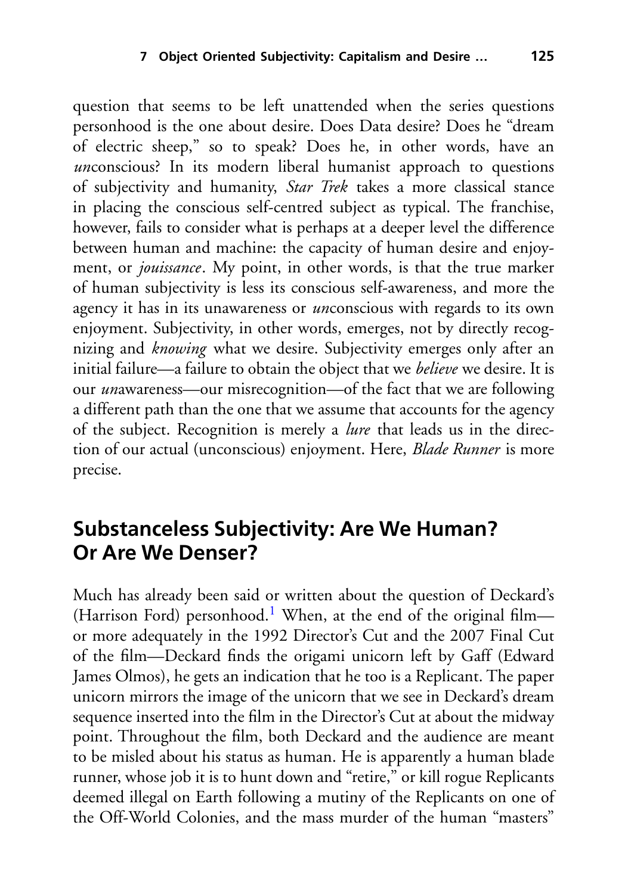question that seems to be left unattended when the series questions personhood is the one about desire. Does Data desire? Does he "dream of electric sheep," so to speak? Does he, in other words, have an *un*conscious? In its modern liberal humanist approach to questions of subjectivity and humanity, *Star Trek* takes a more classical stance in placing the conscious self-centred subject as typical. The franchise, however, fails to consider what is perhaps at a deeper level the difference between human and machine: the capacity of human desire and enjoyment, or *jouissance*. My point, in other words, is that the true marker of human subjectivity is less its conscious self-awareness, and more the agency it has in its unawareness or *un*conscious with regards to its own enjoyment. Subjectivity, in other words, emerges, not by directly recognizing and *knowing* what we desire. Subjectivity emerges only after an initial failure—a failure to obtain the object that we *believe* we desire. It is our *un*awareness—our misrecognition—of the fact that we are following a different path than the one that we assume that accounts for the agency of the subject. Recognition is merely a *lure* that leads us in the direction of our actual (unconscious) enjoyment. Here, *Blade Runner* is more precise.

## Substanceless Subjectivity: Are We Human? Or Are We Denser?

Much has already been said or written about the question of Deckard's (Harrison Ford) personhood.[1] When, at the end of the original film—or more adequately in the 1992 Director's Cut and the 2007 Final Cut of the film—Deckard finds the origami unicorn left by Gaff (Edward James Olmos), he gets an indication that he too is a Replicant. The paper unicorn mirrors the image of the unicorn that we see in Deckard's dream sequence inserted into the film in the Director's Cut at about the midway point. Throughout the film, both Deckard and the audience are meant to be misled about his status as human. He is apparently a human blade runner, whose job it is to hunt down and "retire," or kill rogue Replicants deemed illegal on Earth following a mutiny of the Replicants on one of the Off-World Colonies, and the mass murder of the human "masters"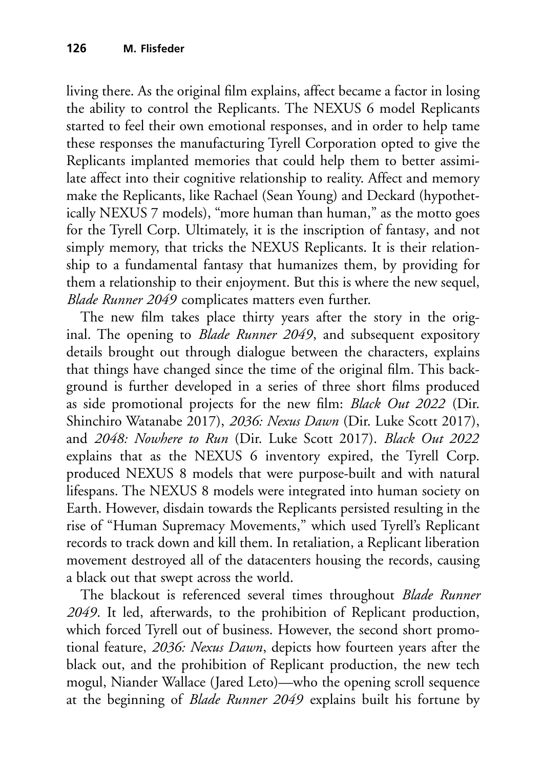living there. As the original film explains, affect became a factor in losing the ability to control the Replicants. The NEXUS 6 model Replicants started to feel their own emotional responses, and in order to help tame these responses the manufacturing Tyrell Corporation opted to give the Replicants implanted memories that could help them to better assimilate affect into their cognitive relationship to reality. Affect and memory make the Replicants, like Rachael (Sean Young) and Deckard (hypothetically NEXUS 7 models), "more human than human," as the motto goes for the Tyrell Corp. Ultimately, it is the inscription of fantasy, and not simply memory, that tricks the NEXUS Replicants. It is their relationship to a fundamental fantasy that humanizes them, by providing for them a relationship to their enjoyment. But this is where the new sequel, *Blade Runner 2049* complicates matters even further.

The new film takes place thirty years after the story in the original. The opening to *Blade Runner 2049*, and subsequent expository details brought out through dialogue between the characters, explains that things have changed since the time of the original film. This background is further developed in a series of three short films produced as side promotional projects for the new film: *Black Out 2022* (Dir. Shinchiro Watanabe 2017), *2036: Nexus Dawn* (Dir. Luke Scott 2017), and *2048: Nowhere to Run* (Dir. Luke Scott 2017). *Black Out 2022* explains that as the NEXUS 6 inventory expired, the Tyrell Corp. produced NEXUS 8 models that were purpose-built and with natural lifespans. The NEXUS 8 models were integrated into human society on Earth. However, disdain towards the Replicants persisted resulting in the rise of "Human Supremacy Movements," which used Tyrell's Replicant records to track down and kill them. In retaliation, a Replicant liberation movement destroyed all of the datacenters housing the records, causing a black out that swept across the world.

The blackout is referenced several times throughout *Blade Runner 2049*. It led, afterwards, to the prohibition of Replicant production, which forced Tyrell out of business. However, the second short promotional feature, *2036: Nexus Dawn*, depicts how fourteen years after the black out, and the prohibition of Replicant production, the new tech mogul, Niander Wallace (Jared Leto)—who the opening scroll sequence at the beginning of *Blade Runner 2049* explains built his fortune by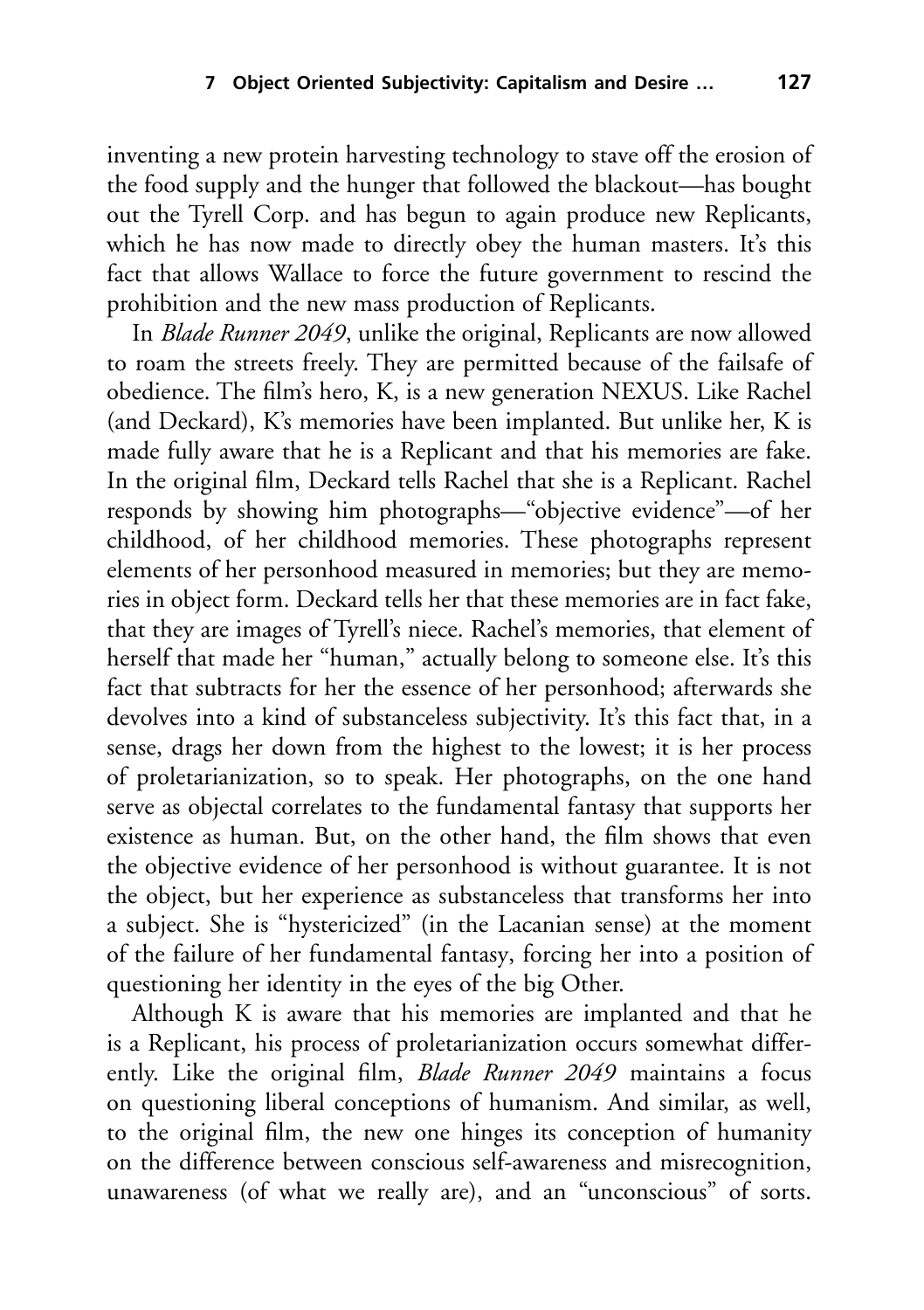inventing a new protein harvesting technology to stave off the erosion of the food supply and the hunger that followed the blackout—has bought out the Tyrell Corp. and has begun to again produce new Replicants, which he has now made to directly obey the human masters. It's this fact that allows Wallace to force the future government to rescind the prohibition and the new mass production of Replicants.

In *Blade Runner 2049*, unlike the original, Replicants are now allowed to roam the streets freely. They are permitted because of the failsafe of obedience. The film's hero, K, is a new generation NEXUS. Like Rachel (and Deckard), K's memories have been implanted. But unlike her, K is made fully aware that he is a Replicant and that his memories are fake. In the original film, Deckard tells Rachel that she is a Replicant. Rachel responds by showing him photographs—"objective evidence"—of her childhood, of her childhood memories. These photographs represent elements of her personhood measured in memories; but they are memories in object form. Deckard tells her that these memories are in fact fake, that they are images of Tyrell's niece. Rachel's memories, that element of herself that made her "human," actually belong to someone else. It's this fact that subtracts for her the essence of her personhood; afterwards she devolves into a kind of substanceless subjectivity. It's this fact that, in a sense, drags her down from the highest to the lowest; it is her process of proletarianization, so to speak. Her photographs, on the one hand serve as objectal correlates to the fundamental fantasy that supports her existence as human. But, on the other hand, the film shows that even the objective evidence of her personhood is without guarantee. It is not the object, but her experience as substanceless that transforms her into a subject. She is "hystericized" (in the Lacanian sense) at the moment of the failure of her fundamental fantasy, forcing her into a position of questioning her identity in the eyes of the big Other.

Although K is aware that his memories are implanted and that he is a Replicant, his process of proletarianization occurs somewhat differently. Like the original film, *Blade Runner 2049* maintains a focus on questioning liberal conceptions of humanism. And similar, as well, to the original film, the new one hinges its conception of humanity on the difference between conscious self-awareness and misrecognition, unawareness (of what we really are), and an "unconscious" of sorts.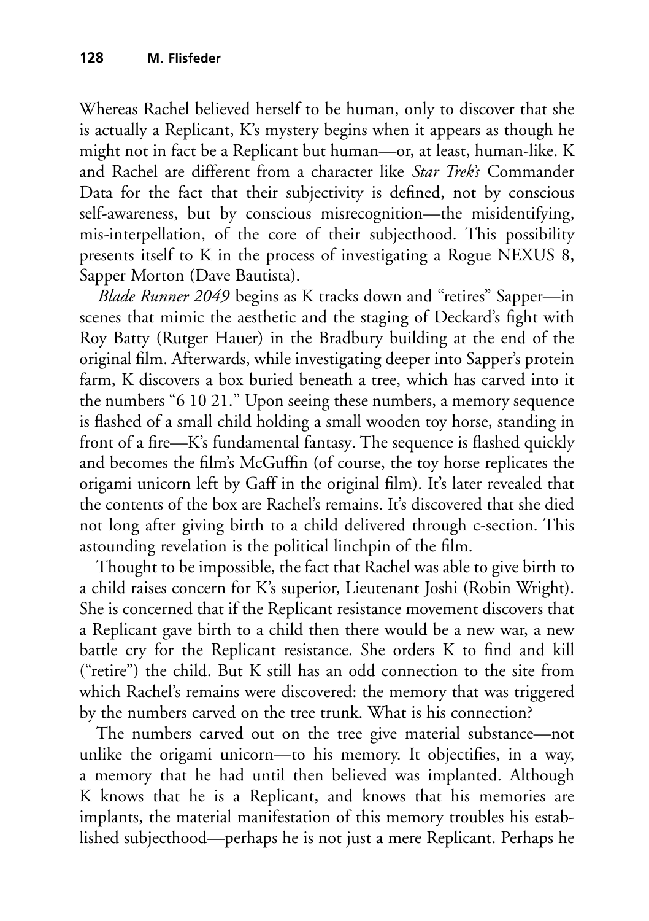Whereas Rachel believed herself to be human, only to discover that she is actually a Replicant, K's mystery begins when it appears as though he might not in fact be a Replicant but human—or, at least, human-like. K and Rachel are different from a character like *Star Trek's* Commander Data for the fact that their subjectivity is defined, not by conscious self-awareness, but by conscious misrecognition—the misidentifying, mis-interpellation, of the core of their subjecthood. This possibility presents itself to K in the process of investigating a Rogue NEXUS 8, Sapper Morton (Dave Bautista).

*Blade Runner 2049* begins as K tracks down and "retires" Sapper—in scenes that mimic the aesthetic and the staging of Deckard's fight with Roy Batty (Rutger Hauer) in the Bradbury building at the end of the original film. Afterwards, while investigating deeper into Sapper's protein farm, K discovers a box buried beneath a tree, which has carved into it the numbers "6 10 21." Upon seeing these numbers, a memory sequence is flashed of a small child holding a small wooden toy horse, standing in front of a fire—K's fundamental fantasy. The sequence is flashed quickly and becomes the film's McGuffin (of course, the toy horse replicates the origami unicorn left by Gaff in the original film). It's later revealed that the contents of the box are Rachel's remains. It's discovered that she died not long after giving birth to a child delivered through c-section. This astounding revelation is the political linchpin of the film.

Thought to be impossible, the fact that Rachel was able to give birth to a child raises concern for K's superior, Lieutenant Joshi (Robin Wright). She is concerned that if the Replicant resistance movement discovers that a Replicant gave birth to a child then there would be a new war, a new battle cry for the Replicant resistance. She orders K to find and kill ("retire") the child. But K still has an odd connection to the site from which Rachel's remains were discovered: the memory that was triggered by the numbers carved on the tree trunk. What is his connection?

The numbers carved out on the tree give material substance—not unlike the origami unicorn—to his memory. It objectifies, in a way, a memory that he had until then believed was implanted. Although K knows that he is a Replicant, and knows that his memories are implants, the material manifestation of this memory troubles his established subjecthood—perhaps he is not just a mere Replicant. Perhaps he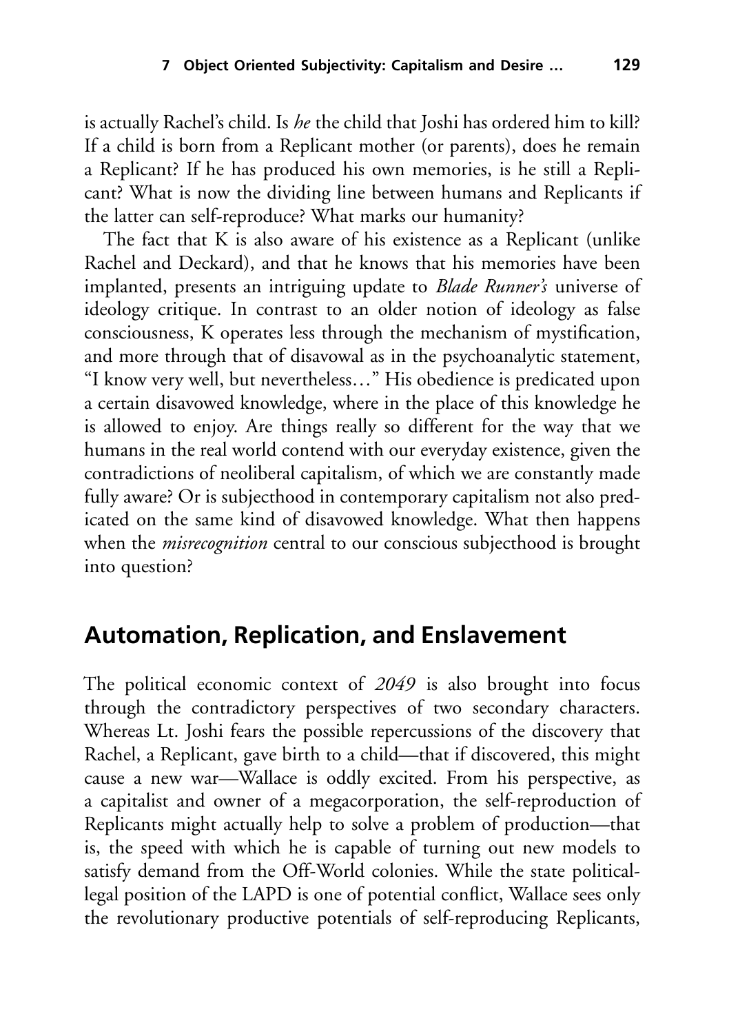is actually Rachel's child. Is *he* the child that Joshi has ordered him to kill? If a child is born from a Replicant mother (or parents), does he remain a Replicant? If he has produced his own memories, is he still a Replicant? What is now the dividing line between humans and Replicants if the latter can self-reproduce? What marks our humanity?

The fact that K is also aware of his existence as a Replicant (unlike Rachel and Deckard), and that he knows that his memories have been implanted, presents an intriguing update to *Blade Runner's* universe of ideology critique. In contrast to an older notion of ideology as false consciousness, K operates less through the mechanism of mystification, and more through that of disavowal as in the psychoanalytic statement, "I know very well, but nevertheless…" His obedience is predicated upon a certain disavowed knowledge, where in the place of this knowledge he is allowed to enjoy. Are things really so different for the way that we humans in the real world contend with our everyday existence, given the contradictions of neoliberal capitalism, of which we are constantly made fully aware? Or is subjecthood in contemporary capitalism not also predicated on the same kind of disavowed knowledge. What then happens when the *misrecognition* central to our conscious subjecthood is brought into question?

## Automation, Replication, and Enslavement

The political economic context of *2049* is also brought into focus through the contradictory perspectives of two secondary characters. Whereas Lt. Joshi fears the possible repercussions of the discovery that Rachel, a Replicant, gave birth to a child—that if discovered, this might cause a new war—Wallace is oddly excited. From his perspective, as a capitalist and owner of a megacorporation, the self-reproduction of Replicants might actually help to solve a problem of production—that is, the speed with which he is capable of turning out new models to satisfy demand from the Off-World colonies. While the state political-legal position of the LAPD is one of potential conflict, Wallace sees only the revolutionary productive potentials of self-reproducing Replicants,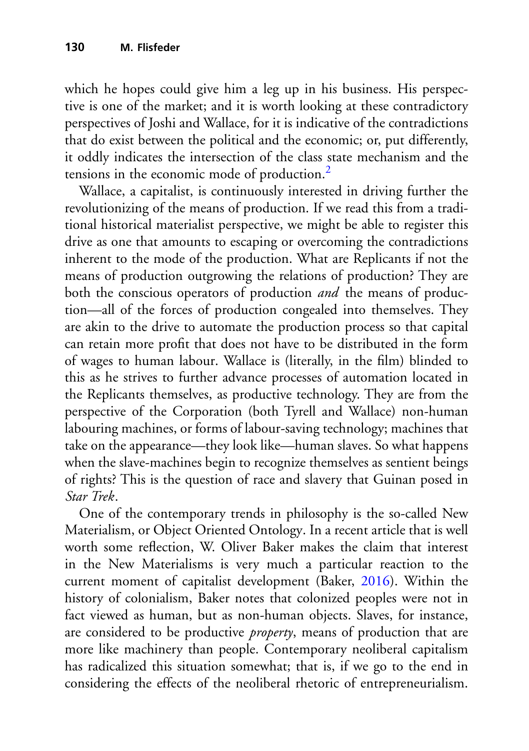which he hopes could give him a leg up in his business. His perspective is one of the market; and it is worth looking at these contradictory perspectives of Joshi and Wallace, for it is indicative of the contradictions that do exist between the political and the economic; or, put differently, it oddly indicates the intersection of the class state mechanism and the tensions in the economic mode of production.[2]

Wallace, a capitalist, is continuously interested in driving further the revolutionizing of the means of production. If we read this from a traditional historical materialist perspective, we might be able to register this drive as one that amounts to escaping or overcoming the contradictions inherent to the mode of the production. What are Replicants if not the means of production outgrowing the relations of production? They are both the conscious operators of production *and* the means of production—all of the forces of production congealed into themselves. They are akin to the drive to automate the production process so that capital can retain more profit that does not have to be distributed in the form of wages to human labour. Wallace is (literally, in the film) blinded to this as he strives to further advance processes of automation located in the Replicants themselves, as productive technology. They are from the perspective of the Corporation (both Tyrell and Wallace) non-human labouring machines, or forms of labour-saving technology; machines that take on the appearance—they look like—human slaves. So what happens when the slave-machines begin to recognize themselves as sentient beings of rights? This is the question of race and slavery that Guinan posed in *Star Trek*.

One of the contemporary trends in philosophy is the so-called New Materialism, or Object Oriented Ontology. In a recent article that is well worth some reflection, W. Oliver Baker makes the claim that interest in the New Materialisms is very much a particular reaction to the current moment of capitalist development (Baker, 2016). Within the history of colonialism, Baker notes that colonized peoples were not in fact viewed as human, but as non-human objects. Slaves, for instance, are considered to be productive *property*, means of production that are more like machinery than people. Contemporary neoliberal capitalism has radicalized this situation somewhat; that is, if we go to the end in considering the effects of the neoliberal rhetoric of entrepreneurialism.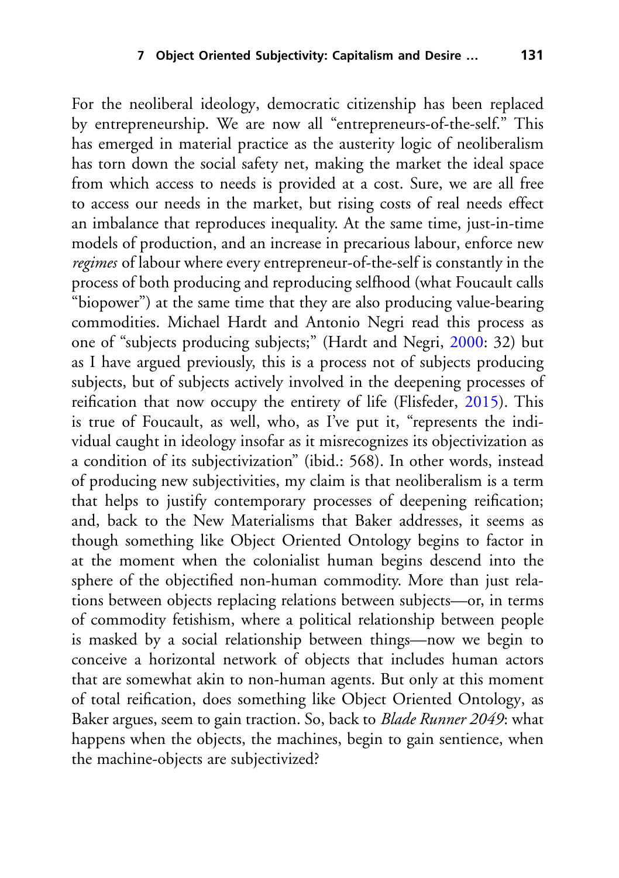For the neoliberal ideology, democratic citizenship has been replaced by entrepreneurship. We are now all "entrepreneurs-of-the-self." This has emerged in material practice as the austerity logic of neoliberalism has torn down the social safety net, making the market the ideal space from which access to needs is provided at a cost. Sure, we are all free to access our needs in the market, but rising costs of real needs effect an imbalance that reproduces inequality. At the same time, just-in-time models of production, and an increase in precarious labour, enforce new *regimes* of labour where every entrepreneur-of-the-self is constantly in the process of both producing and reproducing selfhood (what Foucault calls "biopower") at the same time that they are also producing value-bearing commodities. Michael Hardt and Antonio Negri read this process as one of "subjects producing subjects;" (Hardt and Negri, 2000: 32) but as I have argued previously, this is a process not of subjects producing subjects, but of subjects actively involved in the deepening processes of reification that now occupy the entirety of life (Flisfeder, 2015). This is true of Foucault, as well, who, as I've put it, "represents the individual caught in ideology insofar as it misrecognizes its objectivization as a condition of its subjectivization" (ibid.: 568). In other words, instead of producing new subjectivities, my claim is that neoliberalism is a term that helps to justify contemporary processes of deepening reification; and, back to the New Materialisms that Baker addresses, it seems as though something like Object Oriented Ontology begins to factor in at the moment when the colonialist human begins descend into the sphere of the objectified non-human commodity. More than just relations between objects replacing relations between subjects—or, in terms of commodity fetishism, where a political relationship between people is masked by a social relationship between things—now we begin to conceive a horizontal network of objects that includes human actors that are somewhat akin to non-human agents. But only at this moment of total reification, does something like Object Oriented Ontology, as Baker argues, seem to gain traction. So, back to *Blade Runner 2049*: what happens when the objects, the machines, begin to gain sentience, when the machine-objects are subjectivized?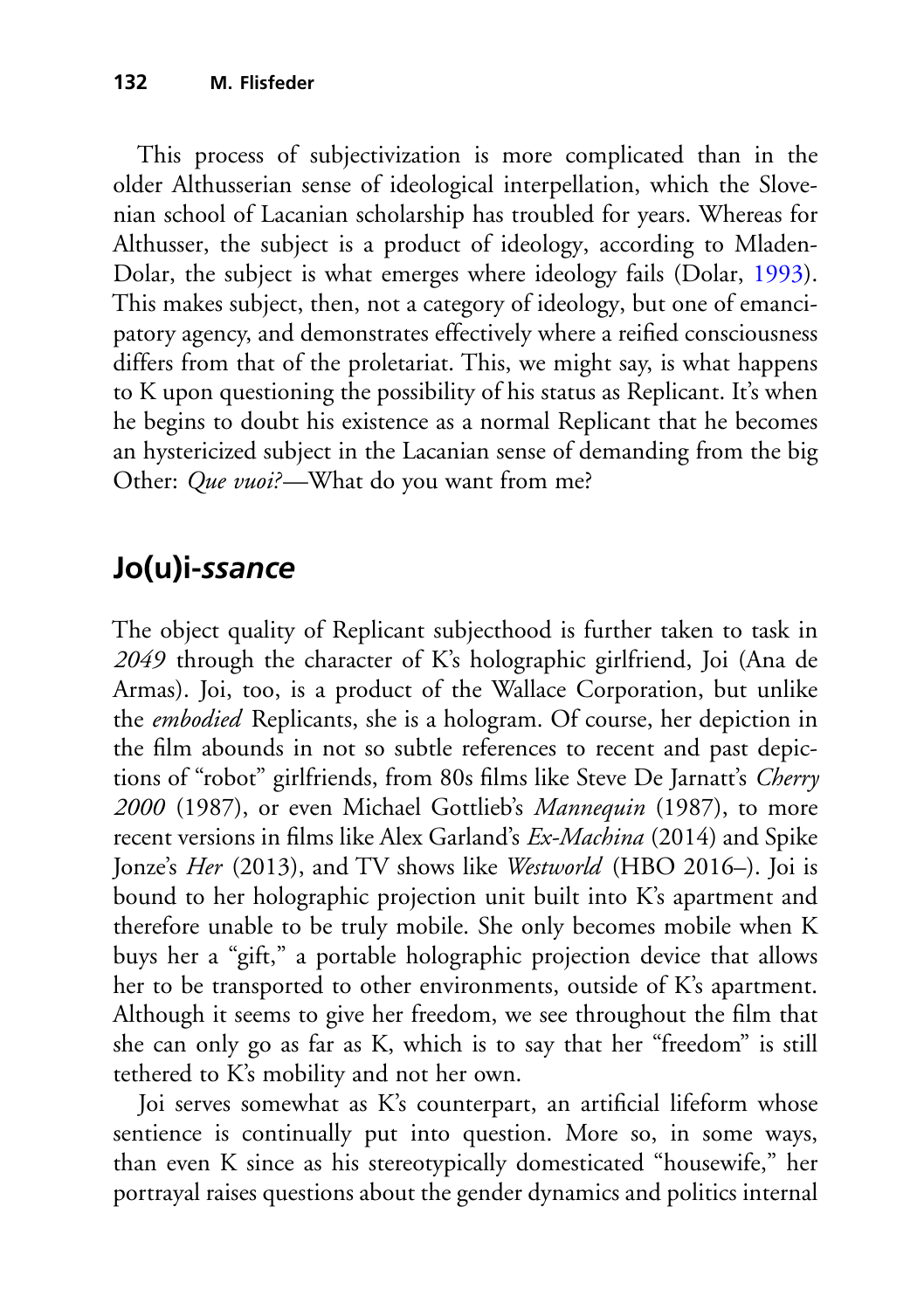This process of subjectivization is more complicated than in the older Althusserian sense of ideological interpellation, which the Slovenian school of Lacanian scholarship has troubled for years. Whereas for Althusser, the subject is a product of ideology, according to Mladen-Dolar, the subject is what emerges where ideology fails (Dolar, 1993). This makes subject, then, not a category of ideology, but one of emancipatory agency, and demonstrates effectively where a reified consciousness differs from that of the proletariat. This, we might say, is what happens to K upon questioning the possibility of his status as Replicant. It's when he begins to doubt his existence as a normal Replicant that he becomes an hystericized subject in the Lacanian sense of demanding from the big Other: *Que vuoi?*—What do you want from me?

## Jo(u)i-*ssance*

The object quality of Replicant subjecthood is further taken to task in *2049* through the character of K's holographic girlfriend, Joi (Ana de Armas). Joi, too, is a product of the Wallace Corporation, but unlike the *embodied* Replicants, she is a hologram. Of course, her depiction in the film abounds in not so subtle references to recent and past depictions of "robot" girlfriends, from 80s films like Steve De Jarnatt's *Cherry 2000* (1987), or even Michael Gottlieb's *Mannequin* (1987), to more recent versions in films like Alex Garland's *Ex-Machina* (2014) and Spike Jonze's *Her* (2013), and TV shows like *Westworld* (HBO 2016–). Joi is bound to her holographic projection unit built into K's apartment and therefore unable to be truly mobile. She only becomes mobile when K buys her a "gift," a portable holographic projection device that allows her to be transported to other environments, outside of K's apartment. Although it seems to give her freedom, we see throughout the film that she can only go as far as K, which is to say that her "freedom" is still tethered to K's mobility and not her own.

Joi serves somewhat as K's counterpart, an artificial lifeform whose sentience is continually put into question. More so, in some ways, than even K since as his stereotypically domesticated "housewife," her portrayal raises questions about the gender dynamics and politics internal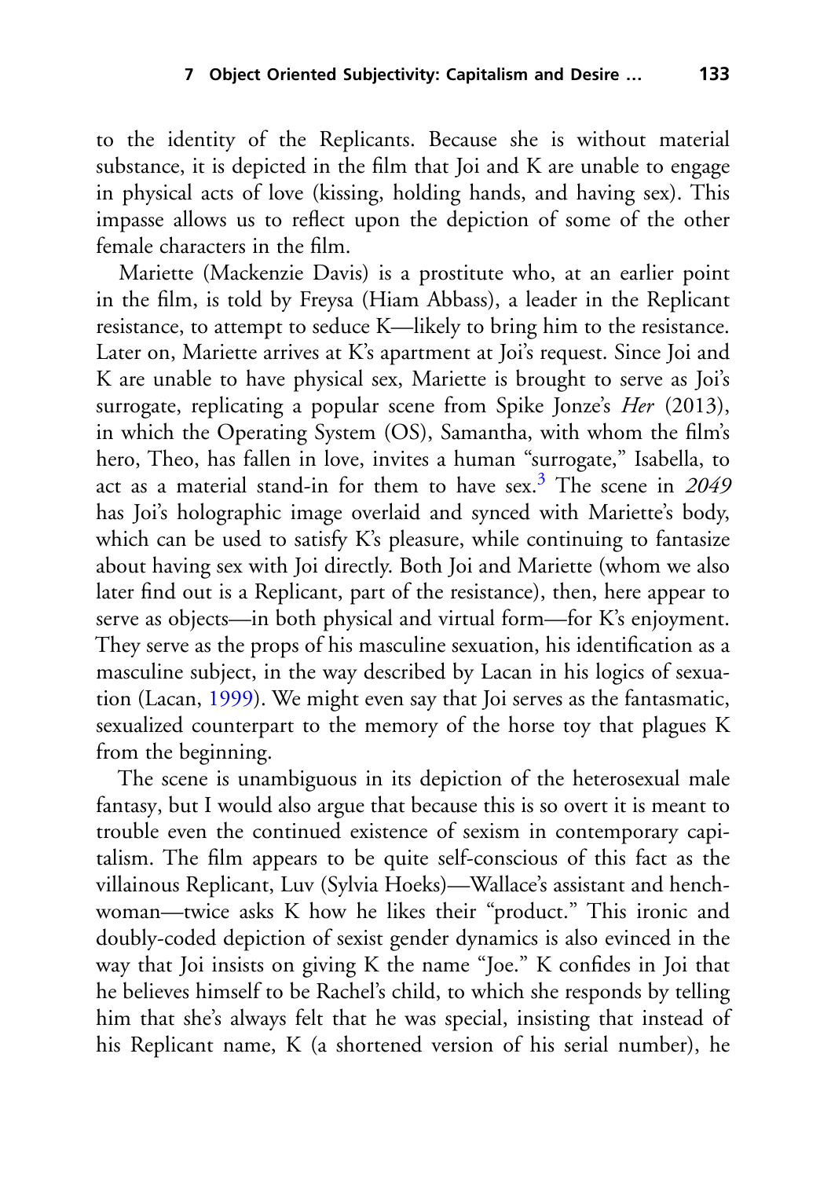to the identity of the Replicants. Because she is without material substance, it is depicted in the film that Joi and K are unable to engage in physical acts of love (kissing, holding hands, and having sex). This impasse allows us to reflect upon the depiction of some of the other female characters in the film.

Mariette (Mackenzie Davis) is a prostitute who, at an earlier point in the film, is told by Freysa (Hiam Abbass), a leader in the Replicant resistance, to attempt to seduce K—likely to bring him to the resistance. Later on, Mariette arrives at K's apartment at Joi's request. Since Joi and K are unable to have physical sex, Mariette is brought to serve as Joi's surrogate, replicating a popular scene from Spike Jonze's *Her* (2013), in which the Operating System (OS), Samantha, with whom the film's hero, Theo, has fallen in love, invites a human "surrogate," Isabella, to act as a material stand-in for them to have sex.[3] The scene in *2049* has Joi's holographic image overlaid and synced with Mariette's body, which can be used to satisfy K's pleasure, while continuing to fantasize about having sex with Joi directly. Both Joi and Mariette (whom we also later find out is a Replicant, part of the resistance), then, here appear to serve as objects—in both physical and virtual form—for K's enjoyment. They serve as the props of his masculine sexuation, his identification as a masculine subject, in the way described by Lacan in his logics of sexuation (Lacan, 1999). We might even say that Joi serves as the fantasmatic, sexualized counterpart to the memory of the horse toy that plagues K from the beginning.

The scene is unambiguous in its depiction of the heterosexual male fantasy, but I would also argue that because this is so overt it is meant to trouble even the continued existence of sexism in contemporary capitalism. The film appears to be quite self-conscious of this fact as the villainous Replicant, Luv (Sylvia Hoeks)—Wallace's assistant and henchwoman—twice asks K how he likes their "product." This ironic and doubly-coded depiction of sexist gender dynamics is also evinced in the way that Joi insists on giving K the name "Joe." K confides in Joi that he believes himself to be Rachel's child, to which she responds by telling him that she's always felt that he was special, insisting that instead of his Replicant name, K (a shortened version of his serial number), he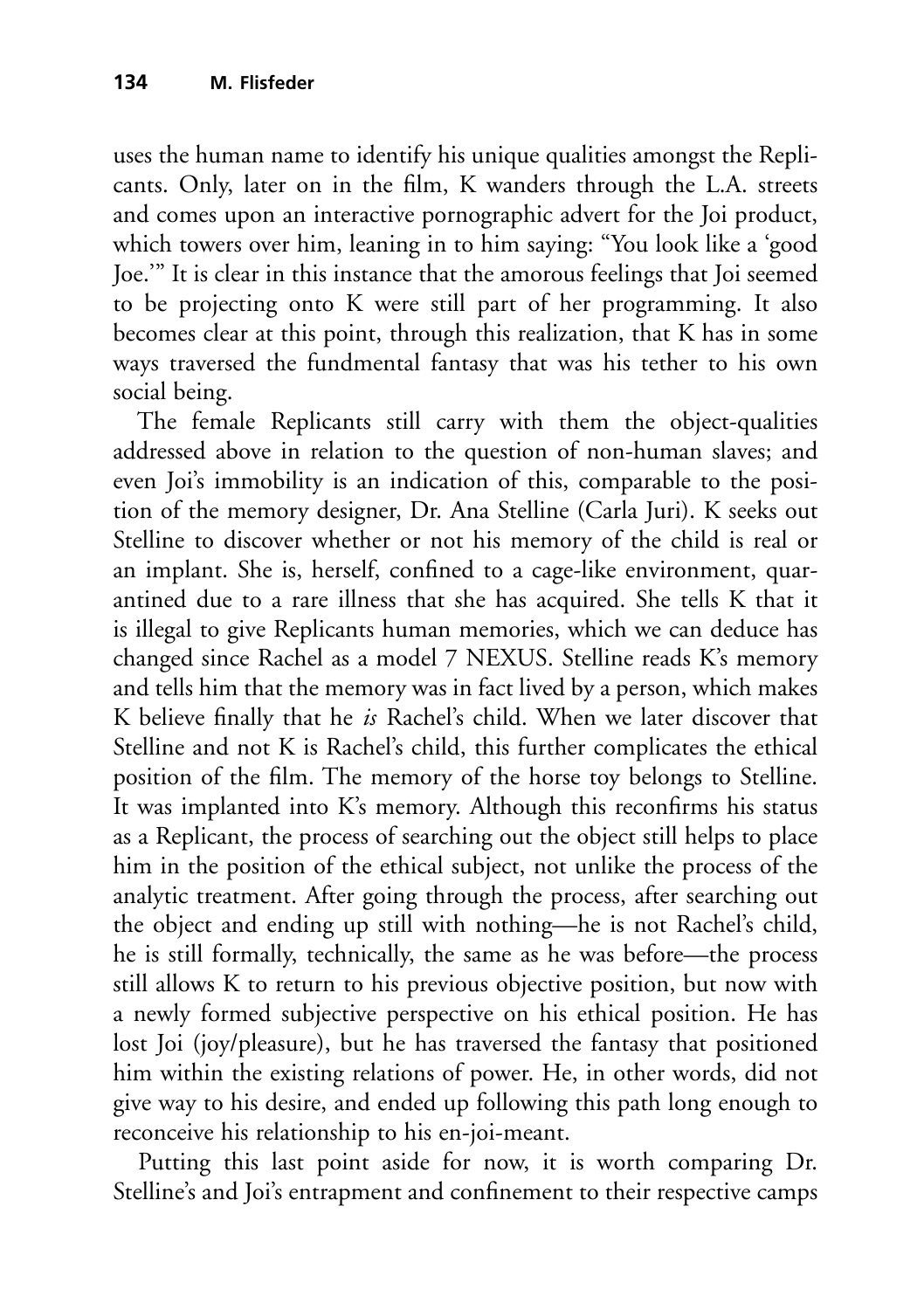uses the human name to identify his unique qualities amongst the Replicants. Only, later on in the film, K wanders through the L.A. streets and comes upon an interactive pornographic advert for the Joi product, which towers over him, leaning in to him saying: "You look like a 'good Joe.'" It is clear in this instance that the amorous feelings that Joi seemed to be projecting onto K were still part of her programming. It also becomes clear at this point, through this realization, that K has in some ways traversed the fundmental fantasy that was his tether to his own social being.

The female Replicants still carry with them the object-qualities addressed above in relation to the question of non-human slaves; and even Joi's immobility is an indication of this, comparable to the position of the memory designer, Dr. Ana Stelline (Carla Juri). K seeks out Stelline to discover whether or not his memory of the child is real or an implant. She is, herself, confined to a cage-like environment, quarantined due to a rare illness that she has acquired. She tells K that it is illegal to give Replicants human memories, which we can deduce has changed since Rachel as a model 7 NEXUS. Stelline reads K's memory and tells him that the memory was in fact lived by a person, which makes K believe finally that he *is* Rachel's child. When we later discover that Stelline and not K is Rachel's child, this further complicates the ethical position of the film. The memory of the horse toy belongs to Stelline. It was implanted into K's memory. Although this reconfirms his status as a Replicant, the process of searching out the object still helps to place him in the position of the ethical subject, not unlike the process of the analytic treatment. After going through the process, after searching out the object and ending up still with nothing—he is not Rachel's child, he is still formally, technically, the same as he was before—the process still allows K to return to his previous objective position, but now with a newly formed subjective perspective on his ethical position. He has lost Joi (joy/pleasure), but he has traversed the fantasy that positioned him within the existing relations of power. He, in other words, did not give way to his desire, and ended up following this path long enough to reconceive his relationship to his en-joi-meant.

Putting this last point aside for now, it is worth comparing Dr. Stelline's and Joi's entrapment and confinement to their respective camps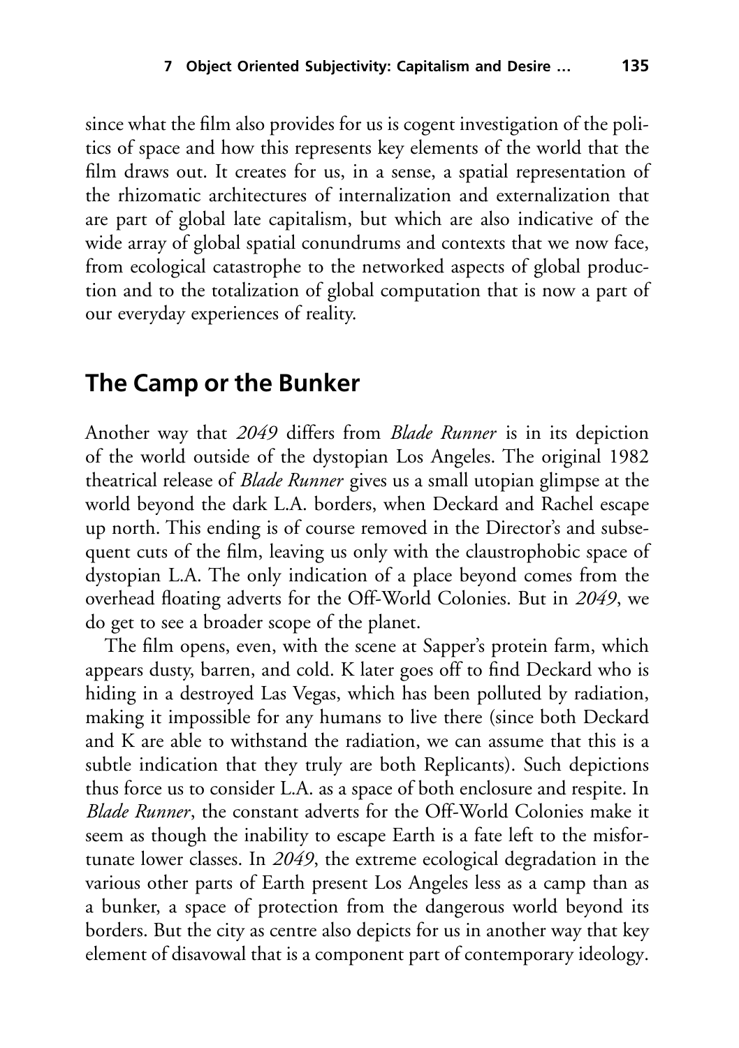since what the film also provides for us is cogent investigation of the politics of space and how this represents key elements of the world that the film draws out. It creates for us, in a sense, a spatial representation of the rhizomatic architectures of internalization and externalization that are part of global late capitalism, but which are also indicative of the wide array of global spatial conundrums and contexts that we now face, from ecological catastrophe to the networked aspects of global production and to the totalization of global computation that is now a part of our everyday experiences of reality.

## The Camp or the Bunker

Another way that *2049* differs from *Blade Runner* is in its depiction of the world outside of the dystopian Los Angeles. The original 1982 theatrical release of *Blade Runner* gives us a small utopian glimpse at the world beyond the dark L.A. borders, when Deckard and Rachel escape up north. This ending is of course removed in the Director's and subsequent cuts of the film, leaving us only with the claustrophobic space of dystopian L.A. The only indication of a place beyond comes from the overhead floating adverts for the Off-World Colonies. But in *2049*, we do get to see a broader scope of the planet.

The film opens, even, with the scene at Sapper's protein farm, which appears dusty, barren, and cold. K later goes off to find Deckard who is hiding in a destroyed Las Vegas, which has been polluted by radiation, making it impossible for any humans to live there (since both Deckard and K are able to withstand the radiation, we can assume that this is a subtle indication that they truly are both Replicants). Such depictions thus force us to consider L.A. as a space of both enclosure and respite. In *Blade Runner*, the constant adverts for the Off-World Colonies make it seem as though the inability to escape Earth is a fate left to the misfortunate lower classes. In *2049*, the extreme ecological degradation in the various other parts of Earth present Los Angeles less as a camp than as a bunker, a space of protection from the dangerous world beyond its borders. But the city as centre also depicts for us in another way that key element of disavowal that is a component part of contemporary ideology.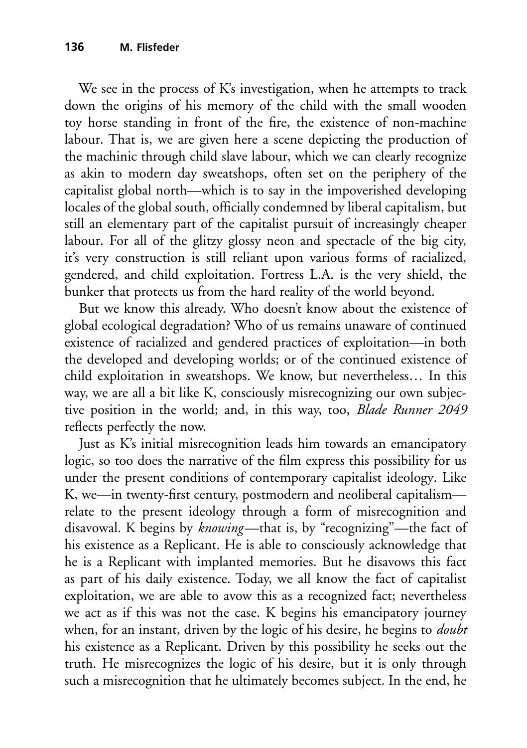We see in the process of K's investigation, when he attempts to track down the origins of his memory of the child with the small wooden toy horse standing in front of the fire, the existence of non-machine labour. That is, we are given here a scene depicting the production of the machinic through child slave labour, which we can clearly recognize as akin to modern day sweatshops, often set on the periphery of the capitalist global north—which is to say in the impoverished developing locales of the global south, officially condemned by liberal capitalism, but still an elementary part of the capitalist pursuit of increasingly cheaper labour. For all of the glitzy glossy neon and spectacle of the big city, it's very construction is still reliant upon various forms of racialized, gendered, and child exploitation. Fortress L.A. is the very shield, the bunker that protects us from the hard reality of the world beyond.

But we know this already. Who doesn't know about the existence of global ecological degradation? Who of us remains unaware of continued existence of racialized and gendered practices of exploitation—in both the developed and developing worlds; or of the continued existence of child exploitation in sweatshops. We know, but nevertheless… In this way, we are all a bit like K, consciously misrecognizing our own subjective position in the world; and, in this way, too, *Blade Runner 2049* reflects perfectly the now.

Just as K's initial misrecognition leads him towards an emancipatory logic, so too does the narrative of the film express this possibility for us under the present conditions of contemporary capitalist ideology. Like K, we—in twenty-first century, postmodern and neoliberal capitalism—relate to the present ideology through a form of misrecognition and disavowal. K begins by *knowing*—that is, by "recognizing"—the fact of his existence as a Replicant. He is able to consciously acknowledge that he is a Replicant with implanted memories. But he disavows this fact as part of his daily existence. Today, we all know the fact of capitalist exploitation, we are able to avow this as a recognized fact; nevertheless we act as if this was not the case. K begins his emancipatory journey when, for an instant, driven by the logic of his desire, he begins to *doubt* his existence as a Replicant. Driven by this possibility he seeks out the truth. He misrecognizes the logic of his desire, but it is only through such a misrecognition that he ultimately becomes subject. In the end, he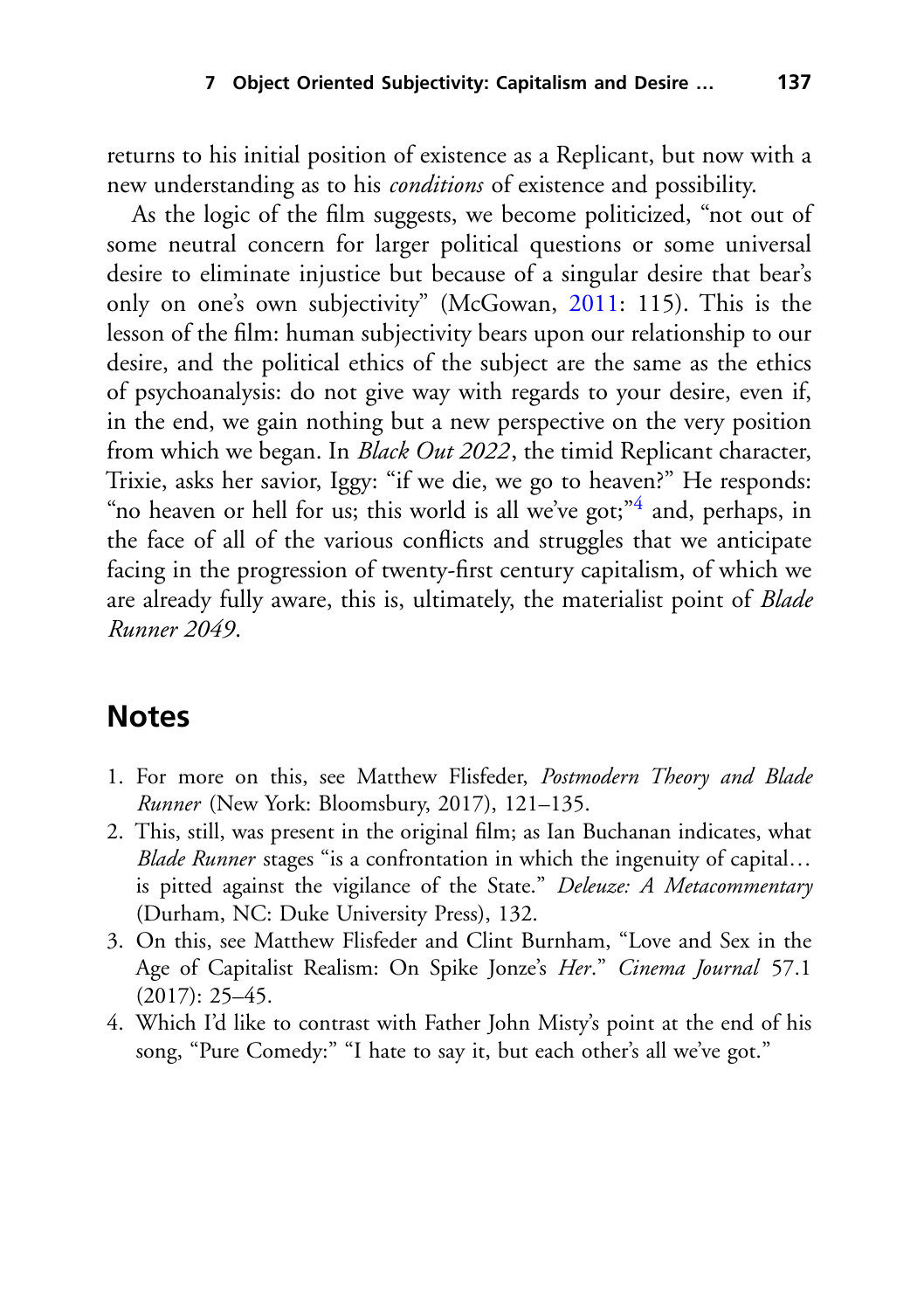returns to his initial position of existence as a Replicant, but now with a new understanding as to his *conditions* of existence and possibility.

As the logic of the film suggests, we become politicized, "not out of some neutral concern for larger political questions or some universal desire to eliminate injustice but because of a singular desire that bear's only on one's own subjectivity" (McGowan, 2011: 115). This is the lesson of the film: human subjectivity bears upon our relationship to our desire, and the political ethics of the subject are the same as the ethics of psychoanalysis: do not give way with regards to your desire, even if, in the end, we gain nothing but a new perspective on the very position from which we began. In *Black Out 2022*, the timid Replicant character, Trixie, asks her savior, Iggy: "if we die, we go to heaven?" He responds: "no heaven or hell for us; this world is all we've got;"[4] and, perhaps, in the face of all of the various conflicts and struggles that we anticipate facing in the progression of twenty-first century capitalism, of which we are already fully aware, this is, ultimately, the materialist point of *Blade Runner 2049*.

## Notes

1. For more on this, see Matthew Flisfeder, *Postmodern Theory and Blade Runner* (New York: Bloomsbury, 2017), 121–135.
2. This, still, was present in the original film; as Ian Buchanan indicates, what *Blade Runner* stages "is a confrontation in which the ingenuity of capital… is pitted against the vigilance of the State." *Deleuze: A Metacommentary* (Durham, NC: Duke University Press), 132.
3. On this, see Matthew Flisfeder and Clint Burnham, "Love and Sex in the Age of Capitalist Realism: On Spike Jonze's *Her*." *Cinema Journal* 57.1 (2017): 25–45.
4. Which I'd like to contrast with Father John Misty's point at the end of his song, "Pure Comedy:" "I hate to say it, but each other's all we've got."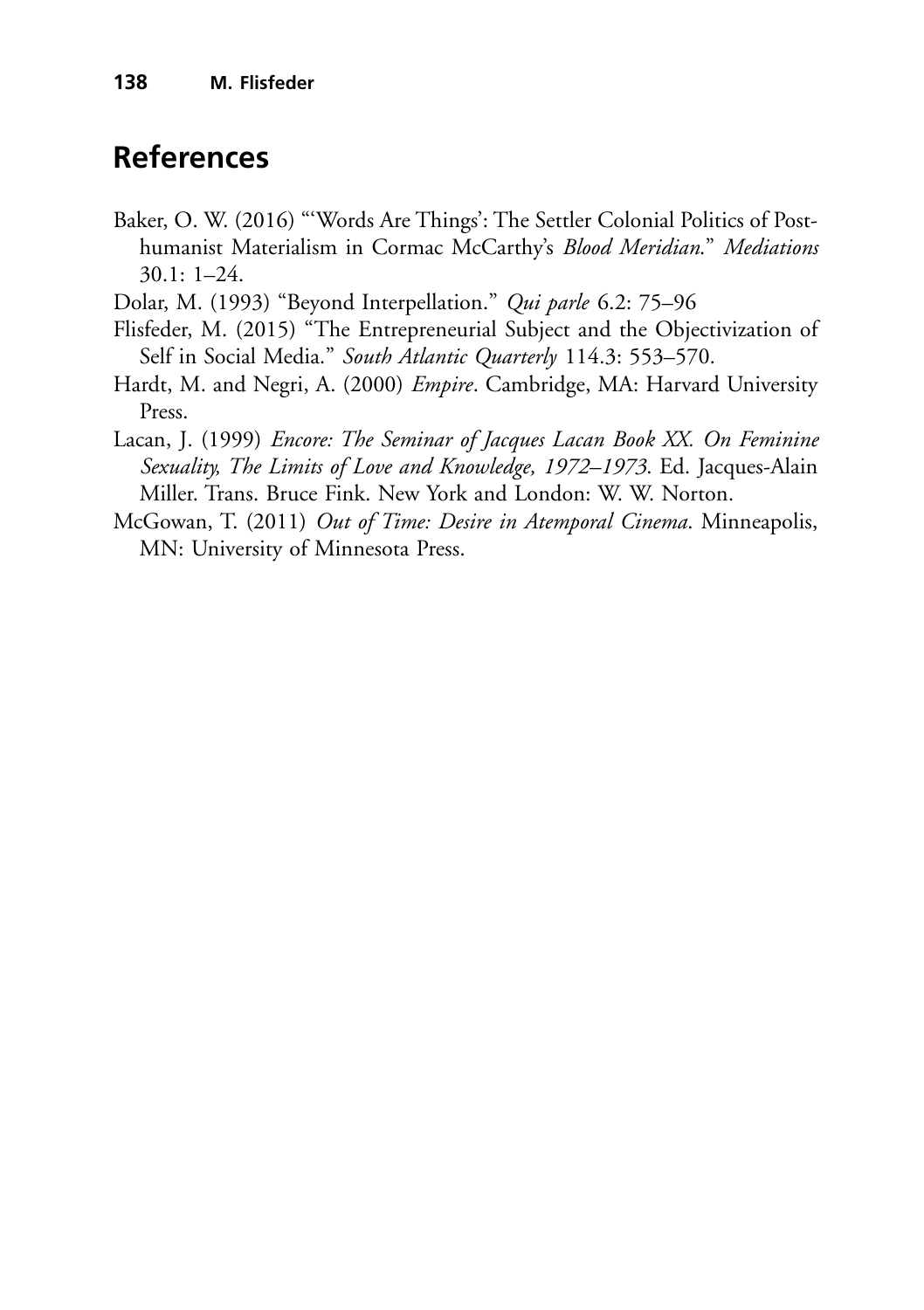## References

Baker, O. W. (2016) "'Words Are Things': The Settler Colonial Politics of Posthumanist Materialism in Cormac McCarthy's *Blood Meridian*." *Mediations* 30.1: 1–24.

Dolar, M. (1993) "Beyond Interpellation." *Qui parle* 6.2: 75–96

Flisfeder, M. (2015) "The Entrepreneurial Subject and the Objectivization of Self in Social Media." *South Atlantic Quarterly* 114.3: 553–570.

Hardt, M. and Negri, A. (2000) *Empire*. Cambridge, MA: Harvard University Press.

Lacan, J. (1999) *Encore: The Seminar of Jacques Lacan Book XX. On Feminine Sexuality, The Limits of Love and Knowledge, 1972–1973*. Ed. Jacques-Alain Miller. Trans. Bruce Fink. New York and London: W. W. Norton.

McGowan, T. (2011) *Out of Time: Desire in Atemporal Cinema*. Minneapolis, MN: University of Minnesota Press.